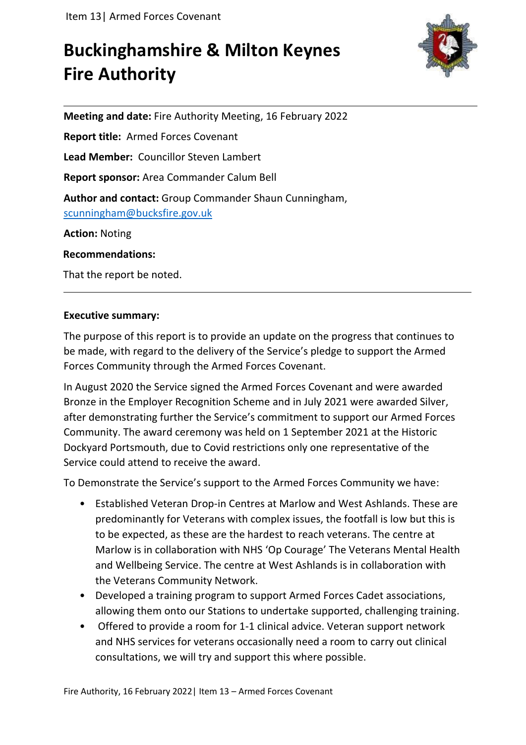# Buckinghamshire & Milton Keynes Fire Authority

**Meeting and date:** Fire Authority Meeting, 16 February 2022

**Report title:** Armed Forces Covenant

**Lead Member:** Councillor Steven Lambert

**Report sponsor:** Area Commander Calum Bell

**Author and contact:** Group Commander Shaun Cunningham, scunningham@bucksfire.gov.uk

**Action:** Noting

**Recommendations:**

That the report be noted.

---

**Executive summary:**

The purpose of this report is to provide an update on the progress that continues to be made, with regard to the delivery of the Service's pledge to support the Armed Forces Community through the Armed Forces Covenant.

In August 2020 the Service signed the Armed Forces Covenant and were awarded Bronze in the Employer Recognition Scheme and in July 2021 were awarded Silver, after demonstrating further the Service's commitment to support our Armed Forces Community. The award ceremony was held on 1 September 2021 at the Historic Dockyard Portsmouth, due to Covid restrictions only one representative of the Service could attend to receive the award.

To Demonstrate the Service's support to the Armed Forces Community we have:

- Established Veteran Drop-in Centres at Marlow and West Ashlands. These are predominantly for Veterans with complex issues, the footfall is low but this is to be expected, as these are the hardest to reach veterans. The centre at Marlow is in collaboration with NHS 'Op Courage' The Veterans Mental Health and Wellbeing Service. The centre at West Ashlands is in collaboration with the Veterans Community Network.
- Developed a training program to support Armed Forces Cadet associations, allowing them onto our Stations to undertake supported, challenging training.
- Offered to provide a room for 1-1 clinical advice. Veteran support network and NHS services for veterans occasionally need a room to carry out clinical consultations, we will try and support this where possible.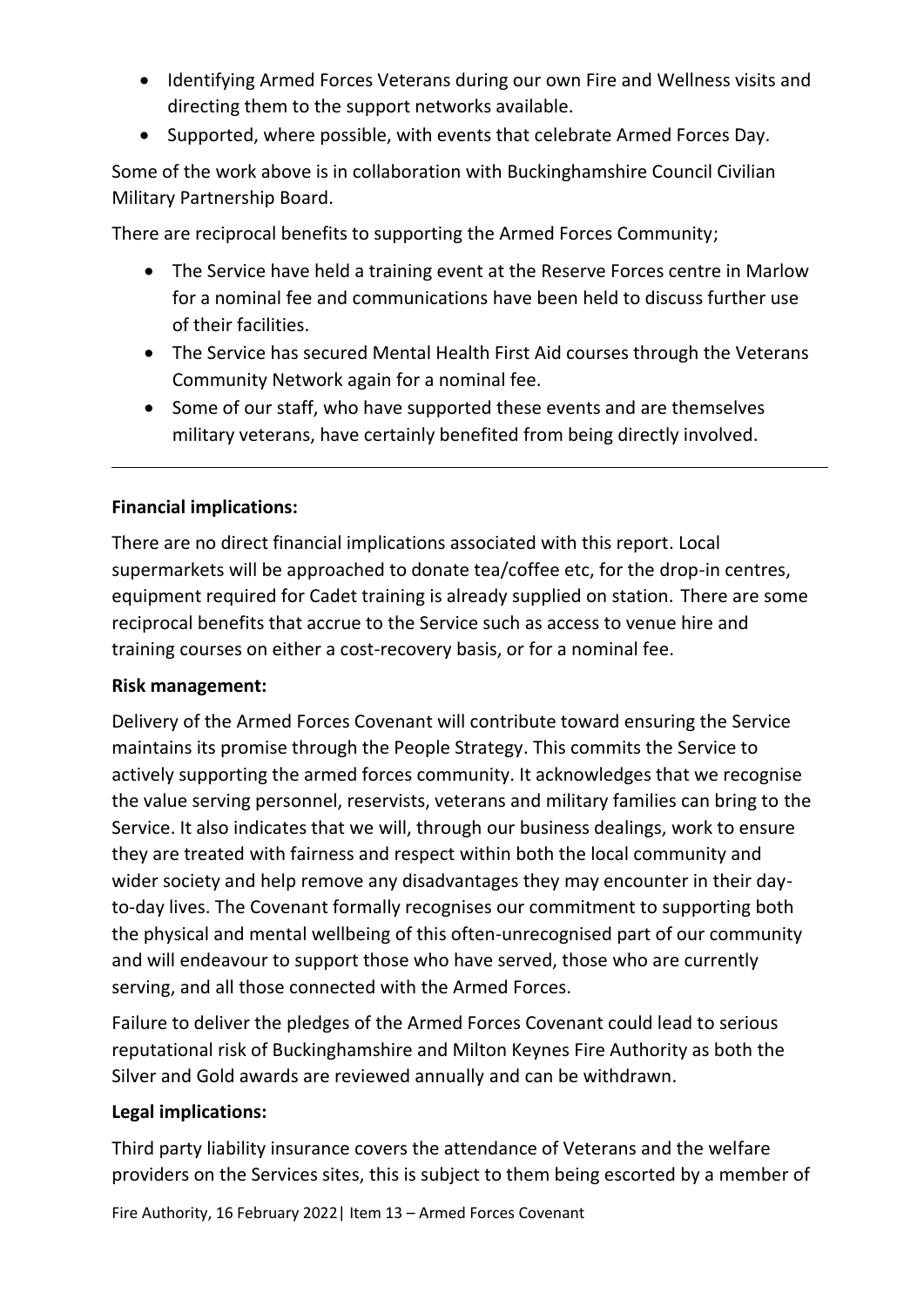- Identifying Armed Forces Veterans during our own Fire and Wellness visits and directing them to the support networks available.
- Supported, where possible, with events that celebrate Armed Forces Day.

Some of the work above is in collaboration with Buckinghamshire Council Civilian Military Partnership Board.

There are reciprocal benefits to supporting the Armed Forces Community;

- The Service have held a training event at the Reserve Forces centre in Marlow for a nominal fee and communications have been held to discuss further use of their facilities.
- The Service has secured Mental Health First Aid courses through the Veterans Community Network again for a nominal fee.
- Some of our staff, who have supported these events and are themselves military veterans, have certainly benefited from being directly involved.

---

**Financial implications:**

There are no direct financial implications associated with this report. Local supermarkets will be approached to donate tea/coffee etc, for the drop-in centres, equipment required for Cadet training is already supplied on station. There are some reciprocal benefits that accrue to the Service such as access to venue hire and training courses on either a cost-recovery basis, or for a nominal fee.

**Risk management:**

Delivery of the Armed Forces Covenant will contribute toward ensuring the Service maintains its promise through the People Strategy. This commits the Service to actively supporting the armed forces community. It acknowledges that we recognise the value serving personnel, reservists, veterans and military families can bring to the Service. It also indicates that we will, through our business dealings, work to ensure they are treated with fairness and respect within both the local community and wider society and help remove any disadvantages they may encounter in their day-to-day lives. The Covenant formally recognises our commitment to supporting both the physical and mental wellbeing of this often-unrecognised part of our community and will endeavour to support those who have served, those who are currently serving, and all those connected with the Armed Forces.

Failure to deliver the pledges of the Armed Forces Covenant could lead to serious reputational risk of Buckinghamshire and Milton Keynes Fire Authority as both the Silver and Gold awards are reviewed annually and can be withdrawn.

**Legal implications:**

Third party liability insurance covers the attendance of Veterans and the welfare providers on the Services sites, this is subject to them being escorted by a member of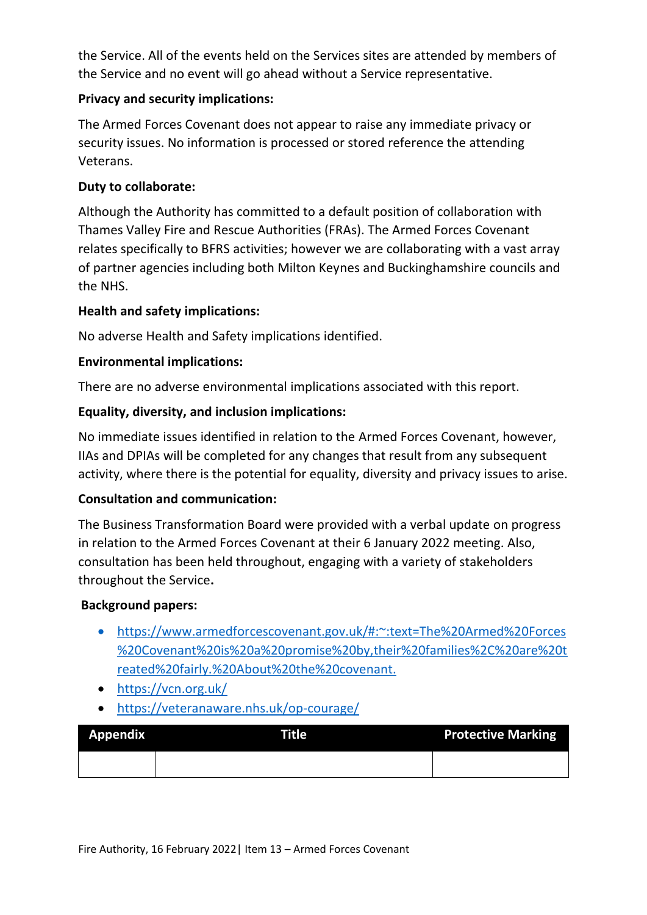the Service. All of the events held on the Services sites are attended by members of the Service and no event will go ahead without a Service representative.

**Privacy and security implications:**

The Armed Forces Covenant does not appear to raise any immediate privacy or security issues. No information is processed or stored reference the attending Veterans.

**Duty to collaborate:**

Although the Authority has committed to a default position of collaboration with Thames Valley Fire and Rescue Authorities (FRAs). The Armed Forces Covenant relates specifically to BFRS activities; however we are collaborating with a vast array of partner agencies including both Milton Keynes and Buckinghamshire councils and the NHS.

**Health and safety implications:**

No adverse Health and Safety implications identified.

**Environmental implications:**

There are no adverse environmental implications associated with this report.

**Equality, diversity, and inclusion implications:**

No immediate issues identified in relation to the Armed Forces Covenant, however, IIAs and DPIAs will be completed for any changes that result from any subsequent activity, where there is the potential for equality, diversity and privacy issues to arise.

**Consultation and communication:**

The Business Transformation Board were provided with a verbal update on progress in relation to the Armed Forces Covenant at their 6 January 2022 meeting. Also, consultation has been held throughout, engaging with a variety of stakeholders throughout the Service.

**Background papers:**

- https://www.armedforcescovenant.gov.uk/#:~:text=The%20Armed%20Forces%20Covenant%20is%20a%20promise%20by,their%20families%2C%20are%20treated%20fairly.%20About%20the%20covenant.
- https://vcn.org.uk/
- https://veteranaware.nhs.uk/op-courage/

| Appendix | Title | Protective Marking |
|---|---|---|
| | | |